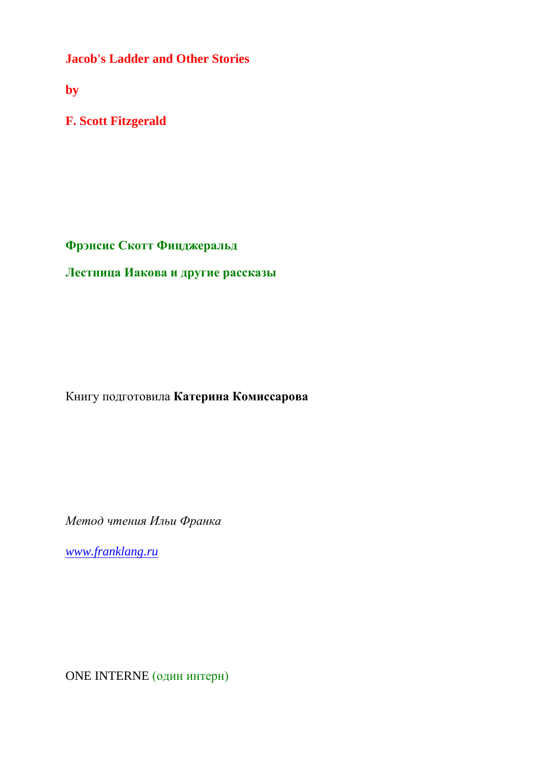# Jacob's Ladder and Other Stories

**by**

**F. Scott Fitzgerald**

**Фрэнсис Скотт Фицджеральд**

**Лестница Иакова и другие рассказы**

Книгу подготовила **Катерина Комиссарова**

*Метод чтения Ильи Франка*

*www.franklang.ru*

ONE INTERNE (один интерн)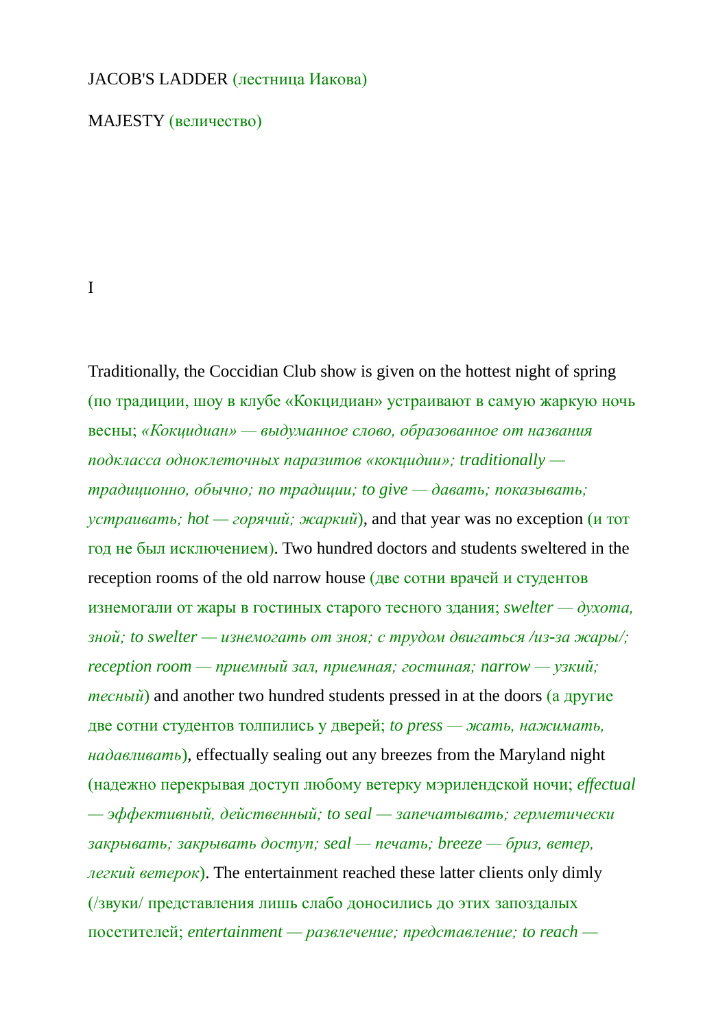JACOB'S LADDER (лестница Иакова)

MAJESTY (величество)

I

Traditionally, the Coccidian Club show is given on the hottest night of spring (по традиции, шоу в клубе «Кокцидиан» устраивают в самую жаркую ночь весны; *«Кокцидиан» — выдуманное слово, образованное от названия подкласса одноклеточных паразитов «кокцидии»; traditionally — традиционно, обычно; по традиции; to give — давать; показывать; устраивать; hot — горячий; жаркий*), and that year was no exception (и тот год не был исключением). Two hundred doctors and students sweltered in the reception rooms of the old narrow house (две сотни врачей и студентов изнемогали от жары в гостиных старого тесного здания; *swelter — духота, зной; to swelter — изнемогать от зноя; с трудом двигаться /из-за жары/; reception room — приемный зал, приемная; гостиная; narrow — узкий; тесный*) and another two hundred students pressed in at the doors (а другие две сотни студентов толпились у дверей; *to press — жать, нажимать, надавливать*), effectually sealing out any breezes from the Maryland night (надежно перекрывая доступ любому ветерку мэрилендской ночи; *effectual — эффективный, действенный; to seal — запечатывать; герметически закрывать; закрывать доступ; seal — печать; breeze — бриз, ветер, легкий ветерок*). The entertainment reached these latter clients only dimly (/звуки/ представления лишь слабо доносились до этих запоздалых посетителей; *entertainment — развлечение; представление; to reach —*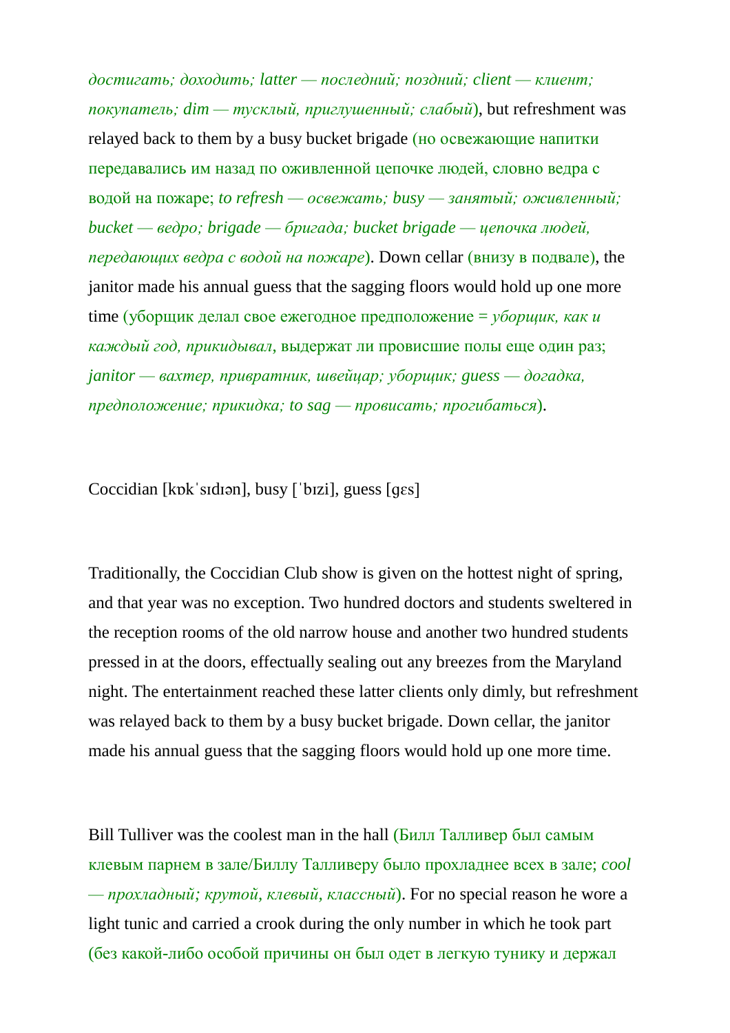*достигать; доходить; latter — последний; поздний; client — клиент; покупатель; dim — тусклый, приглушенный; слабый*), but refreshment was relayed back to them by a busy bucket brigade (но освежающие напитки передавались им назад по оживленной цепочке людей, словно ведра с водой на пожаре; *to refresh — освежать; busy — занятый; оживленный; bucket — ведро; brigade — бригада; bucket brigade — цепочка людей, передающих ведра с водой на пожаре*). Down cellar (внизу в подвале), the janitor made his annual guess that the sagging floors would hold up one more time (уборщик делал свое ежегодное предположение = *уборщик, как и каждый год, прикидывал*, выдержат ли провисшие полы еще один раз; *janitor — вахтер, привратник, швейцар; уборщик; guess — догадка, предположение; прикидка; to sag — провисать; прогибаться*).

Coccidian [kɒkˈsɪdɪən], busy [ˈbɪzi], guess [gɛs]

Traditionally, the Coccidian Club show is given on the hottest night of spring, and that year was no exception. Two hundred doctors and students sweltered in the reception rooms of the old narrow house and another two hundred students pressed in at the doors, effectually sealing out any breezes from the Maryland night. The entertainment reached these latter clients only dimly, but refreshment was relayed back to them by a busy bucket brigade. Down cellar, the janitor made his annual guess that the sagging floors would hold up one more time.

Bill Tulliver was the coolest man in the hall (Билл Талливер был самым клевым парнем в зале/Биллу Талливеру было прохладнее всех в зале; *cool — прохладный; крутой, клевый, классный*). For no special reason he wore a light tunic and carried a crook during the only number in which he took part (без какой-либо особой причины он был одет в легкую тунику и держал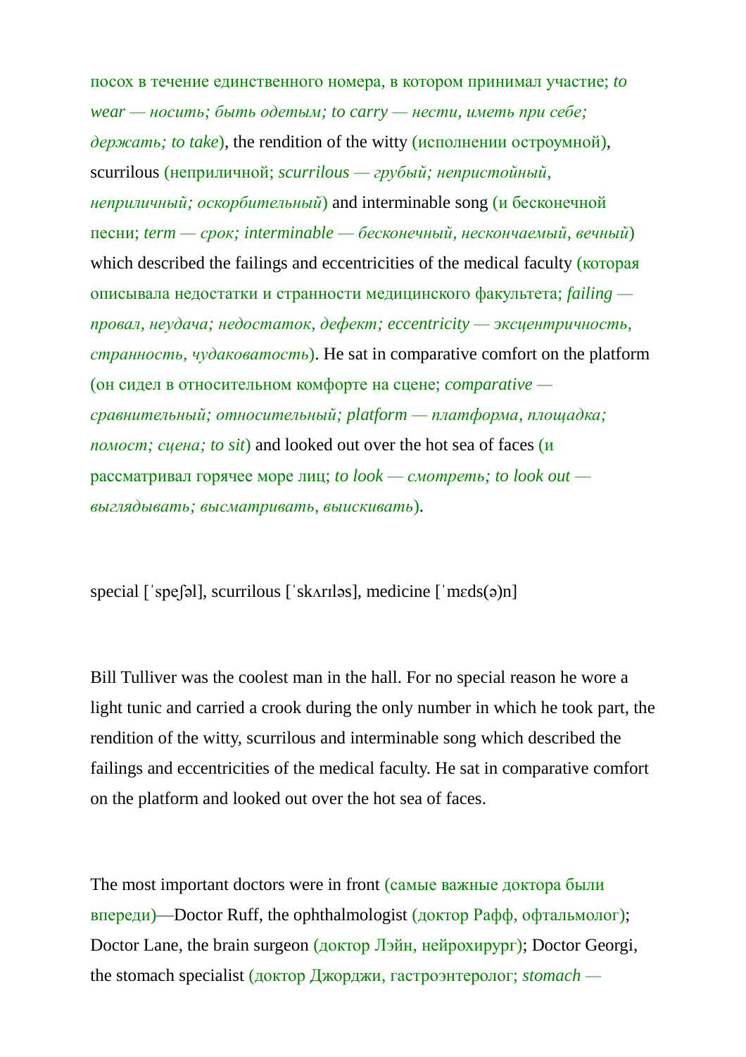посох в течение единственного номера, в котором принимал участие; *to wear — носить; быть одетым; to carry — нести, иметь при себе; держать; to take*), the rendition of the witty (исполнении остроумной), scurrilous (неприличной; *scurrilous — грубый; непристойный, неприличный; оскорбительный*) and interminable song (и бесконечной песни; *term — срок; interminable — бесконечный, нескончаемый, вечный*) which described the failings and eccentricities of the medical faculty (которая описывала недостатки и странности медицинского факультета; *failing — провал, неудача; недостаток, дефект; eccentricity — эксцентричность, странность, чудаковатость*). He sat in comparative comfort on the platform (он сидел в относительном комфорте на сцене; *comparative — сравнительный; относительный; platform — платформа, площадка; помост; сцена; to sit*) and looked out over the hot sea of faces (и рассматривал горячее море лиц; *to look — смотреть; to look out — выглядывать; высматривать, выискивать*).

special [ˈspeʃəl], scurrilous [ˈskʌrɪləs], medicine [ˈmɛds(ə)n]

Bill Tulliver was the coolest man in the hall. For no special reason he wore a light tunic and carried a crook during the only number in which he took part, the rendition of the witty, scurrilous and interminable song which described the failings and eccentricities of the medical faculty. He sat in comparative comfort on the platform and looked out over the hot sea of faces.

The most important doctors were in front (самые важные доктора были впереди)—Doctor Ruff, the ophthalmologist (доктор Рафф, офтальмолог); Doctor Lane, the brain surgeon (доктор Лэйн, нейрохирург); Doctor Georgi, the stomach specialist (доктор Джорджи, гастроэнтеролог; *stomach —*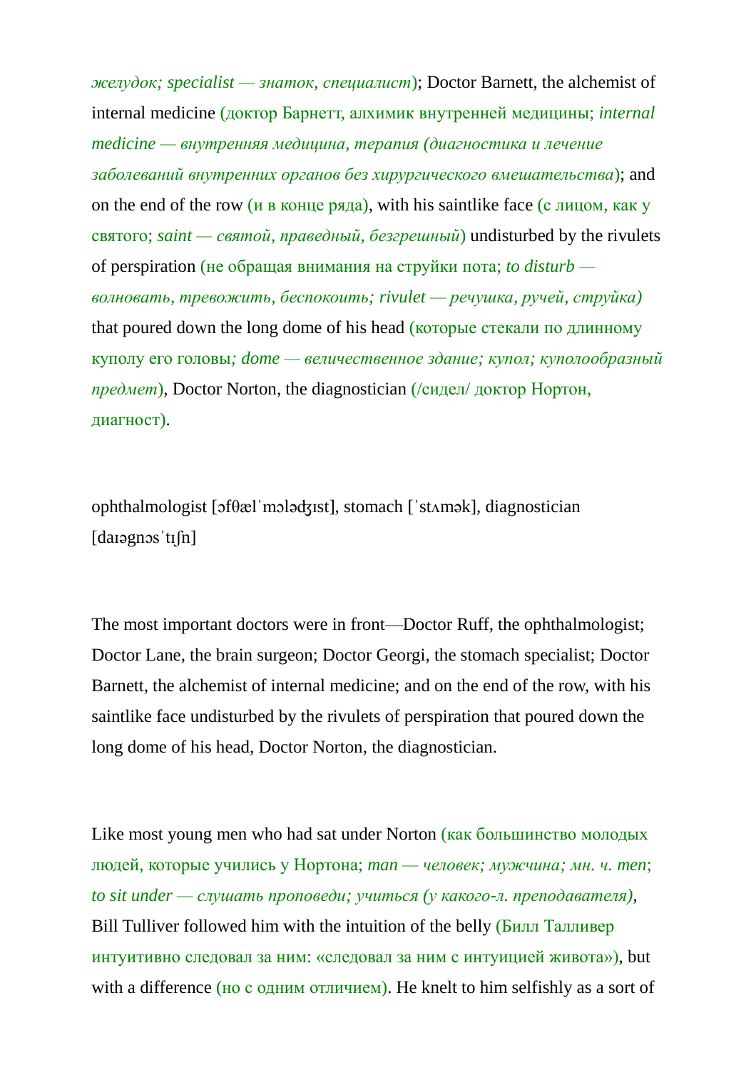*желудок; specialist — знаток, специалист*); Doctor Barnett, the alchemist of internal medicine (доктор Барнетт, алхимик внутренней медицины; *internal medicine — внутренняя медицина, терапия (диагностика и лечение заболеваний внутренних органов без хирургического вмешательства*); and on the end of the row (и в конце ряда), with his saintlike face (с лицом, как у святого; *saint — святой, праведный, безгрешный*) undisturbed by the rivulets of perspiration (не обращая внимания на струйки пота; *to disturb — волновать, тревожить, беспокоить; rivulet — речушка, ручей, струйка)* that poured down the long dome of his head (которые стекали по длинному куполу его головы*; dome — величественное здание; купол; куполообразный предмет*), Doctor Norton, the diagnostician (/сидел/ доктор Нортон, диагност).

ophthalmologist [ɔfθælˈmɔləʤɪst], stomach [ˈstʌmək], diagnostician [daɪəgnɔsˈtɪʃn]

The most important doctors were in front—Doctor Ruff, the ophthalmologist; Doctor Lane, the brain surgeon; Doctor Georgi, the stomach specialist; Doctor Barnett, the alchemist of internal medicine; and on the end of the row, with his saintlike face undisturbed by the rivulets of perspiration that poured down the long dome of his head, Doctor Norton, the diagnostician.

Like most young men who had sat under Norton (как большинство молодых людей, которые учились у Нортона; *man — человек; мужчина; мн. ч. men*; *to sit under — слушать проповеди; учиться (у какого-л. преподавателя)*, Bill Tulliver followed him with the intuition of the belly (Билл Талливер интуитивно следовал за ним: «следовал за ним с интуицией живота»), but with a difference (но с одним отличием). He knelt to him selfishly as a sort of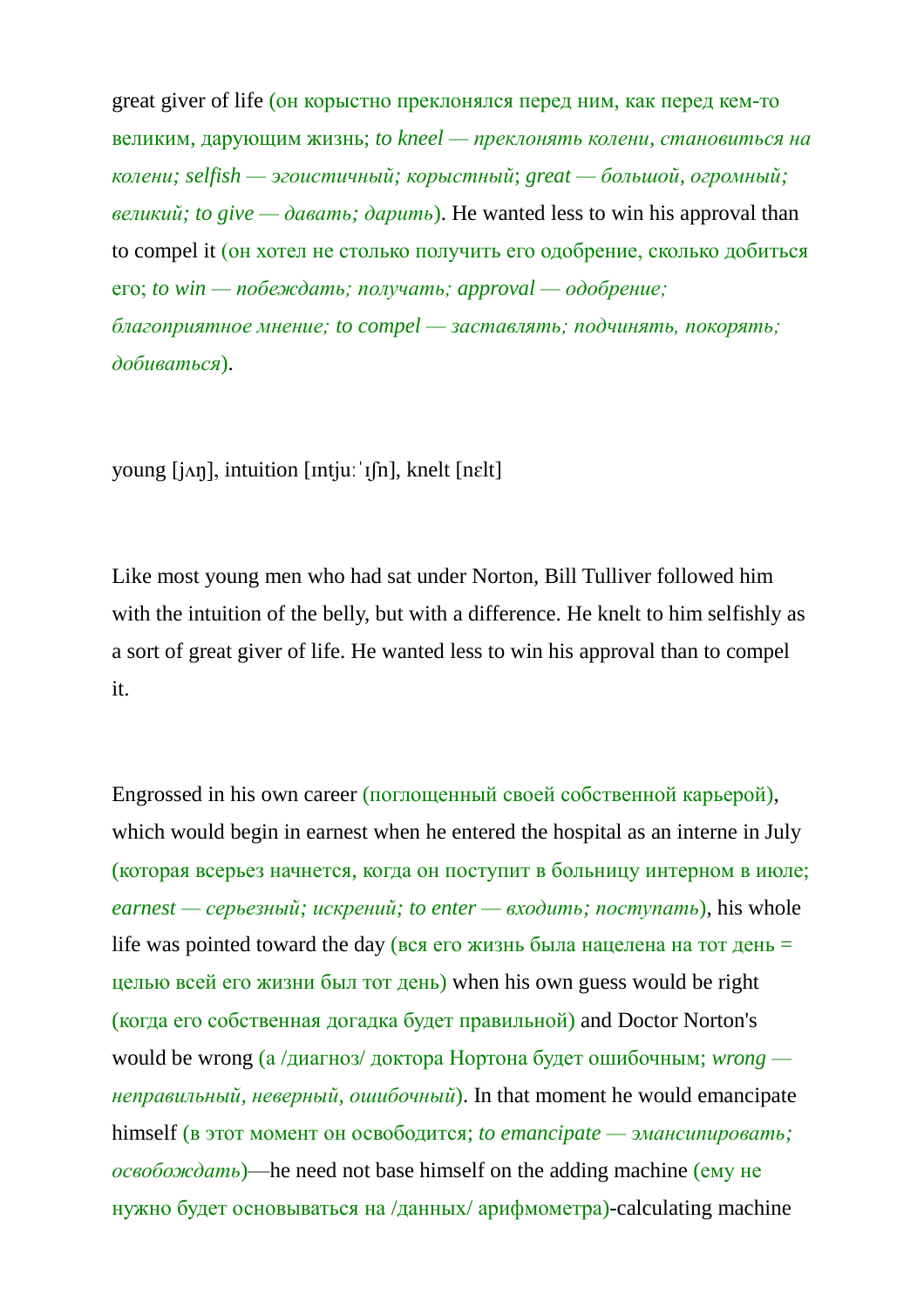great giver of life (он корыстно преклонялся перед ним, как перед кем-то великим, дарующим жизнь; *to kneel — преклонять колени, становиться на колени; selfish — эгоистичный; корыстный*; *great — большой, огромный; великий; to give — давать; дарить*). He wanted less to win his approval than to compel it (он хотел не столько получить его одобрение, сколько добиться его; *to win — побеждать; получать; approval — одобрение; благоприятное мнение; to compel — заставлять; подчинять, покорять; добиваться*).

young [jʌŋ], intuition [ɪntjuːˈɪʃn], knelt [nɛlt]

Like most young men who had sat under Norton, Bill Tulliver followed him with the intuition of the belly, but with a difference. He knelt to him selfishly as a sort of great giver of life. He wanted less to win his approval than to compel it.

Engrossed in his own career (поглощенный своей собственной карьерой), which would begin in earnest when he entered the hospital as an interne in July (которая всерьез начнется, когда он поступит в больницу интерном в июле; *earnest — серьезный; искрений; to enter — входить; поступать*), his whole life was pointed toward the day (вся его жизнь была нацелена на тот день = целью всей его жизни был тот день) when his own guess would be right (когда его собственная догадка будет правильной) and Doctor Norton's would be wrong (а /диагноз/ доктора Нортона будет ошибочным; *wrong — неправильный, неверный, ошибочный*). In that moment he would emancipate himself (в этот момент он освободится; *to emancipate — эмансипировать; освобождать*)—he need not base himself on the adding machine (ему не нужно будет основываться на /данных/ арифмометра)-calculating machine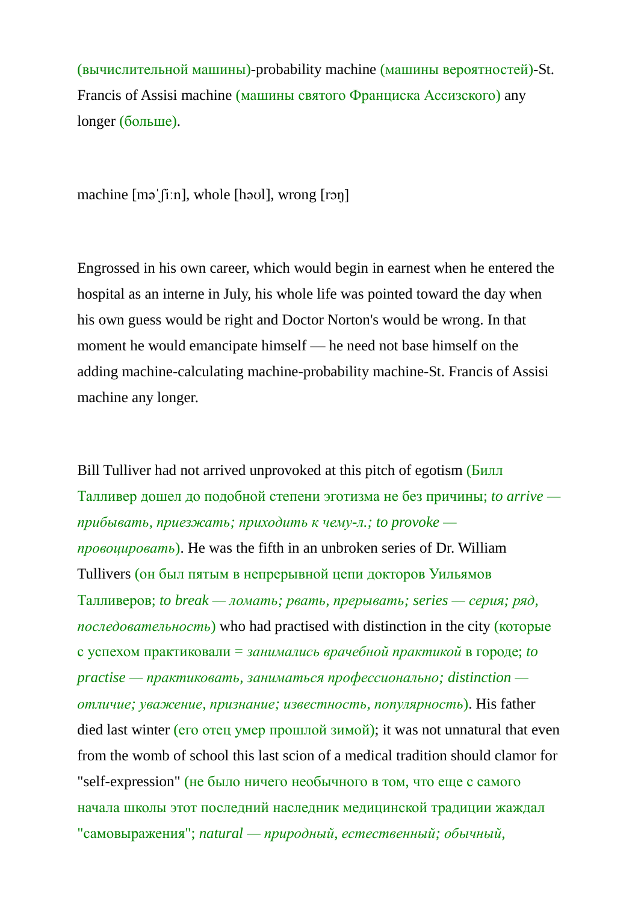(вычислительной машины)-probability machine (машины вероятностей)-St. Francis of Assisi machine (машины святого Франциска Ассизского) any longer (больше).

machine [məˈʃiːn], whole [həʊl], wrong [rɔŋ]

Engrossed in his own career, which would begin in earnest when he entered the hospital as an interne in July, his whole life was pointed toward the day when his own guess would be right and Doctor Norton's would be wrong. In that moment he would emancipate himself — he need not base himself on the adding machine-calculating machine-probability machine-St. Francis of Assisi machine any longer.

Bill Tulliver had not arrived unprovoked at this pitch of egotism (Билл Талливер дошел до подобной степени эготизма не без причины; *to arrive — прибывать, приезжать; приходить к чему-л.; to provoke — провоцировать*). He was the fifth in an unbroken series of Dr. William Tullivers (он был пятым в непрерывной цепи докторов Уильямов Талливеров; *to break — ломать; рвать, прерывать; series — серия; ряд, последовательность*) who had practised with distinction in the city (которые с успехом практиковали = *занимались врачебной практикой* в городе; *to practise — практиковать, заниматься профессионально; distinction — отличие; уважение, признание; известность, популярность*). His father died last winter (его отец умер прошлой зимой); it was not unnatural that even from the womb of school this last scion of a medical tradition should clamor for "self-expression" (не было ничего необычного в том, что еще с самого начала школы этот последний наследник медицинской традиции жаждал "самовыражения"; *natural — природный, естественный; обычный,*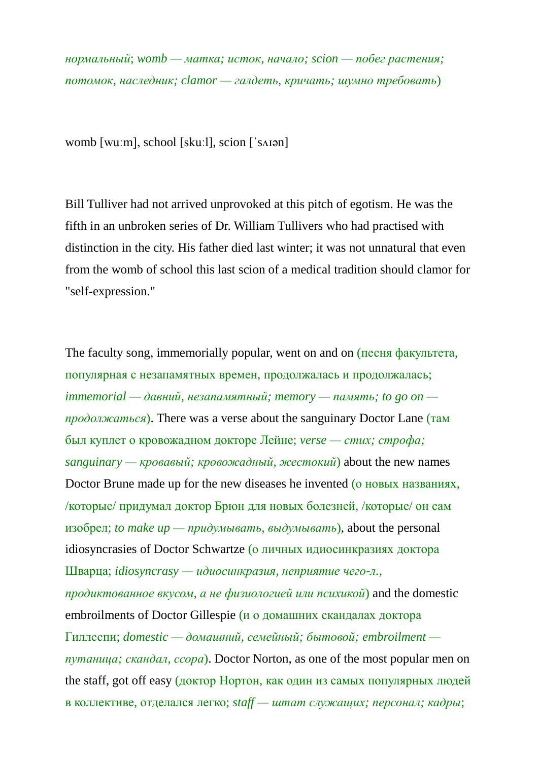*нормальный*; *womb — матка; исток, начало; scion — побег растения; потомок, наследник; clamor — галдеть, кричать; шумно требовать*)

womb [wuːm], school [skuːl], scion [ˈsʌɪən]

Bill Tulliver had not arrived unprovoked at this pitch of egotism. He was the fifth in an unbroken series of Dr. William Tullivers who had practised with distinction in the city. His father died last winter; it was not unnatural that even from the womb of school this last scion of a medical tradition should clamor for "self-expression."

The faculty song, immemorially popular, went on and on (песня факультета, популярная с незапамятных времен, продолжалась и продолжалась; *immemorial — давний, незапамятный; memory — память; to go on — продолжаться*). There was a verse about the sanguinary Doctor Lane (там был куплет о кровожадном докторе Лейне; *verse — стих; строфа; sanguinary — кровавый; кровожадный, жестокий*) about the new names Doctor Brune made up for the new diseases he invented (о новых названиях, /которые/ придумал доктор Брюн для новых болезней, /которые/ он сам изобрел; *to make up — придумывать, выдумывать*), about the personal idiosyncrasies of Doctor Schwartze (о личных идиосинкразиях доктора Шварца; *idiosyncrasy — идиосинкразия, неприятие чего-л., продиктованное вкусом, а не физиологией или психикой*) and the domestic embroilments of Doctor Gillespie (и о домашних скандалах доктора Гиллеспи; *domestic — домашний, семейный; бытовой; embroilment — путаница; скандал, ссора*). Doctor Norton, as one of the most popular men on the staff, got off easy (доктор Нортон, как один из самых популярных людей в коллективе, отделался легко; *staff — штат служащих; персонал; кадры;*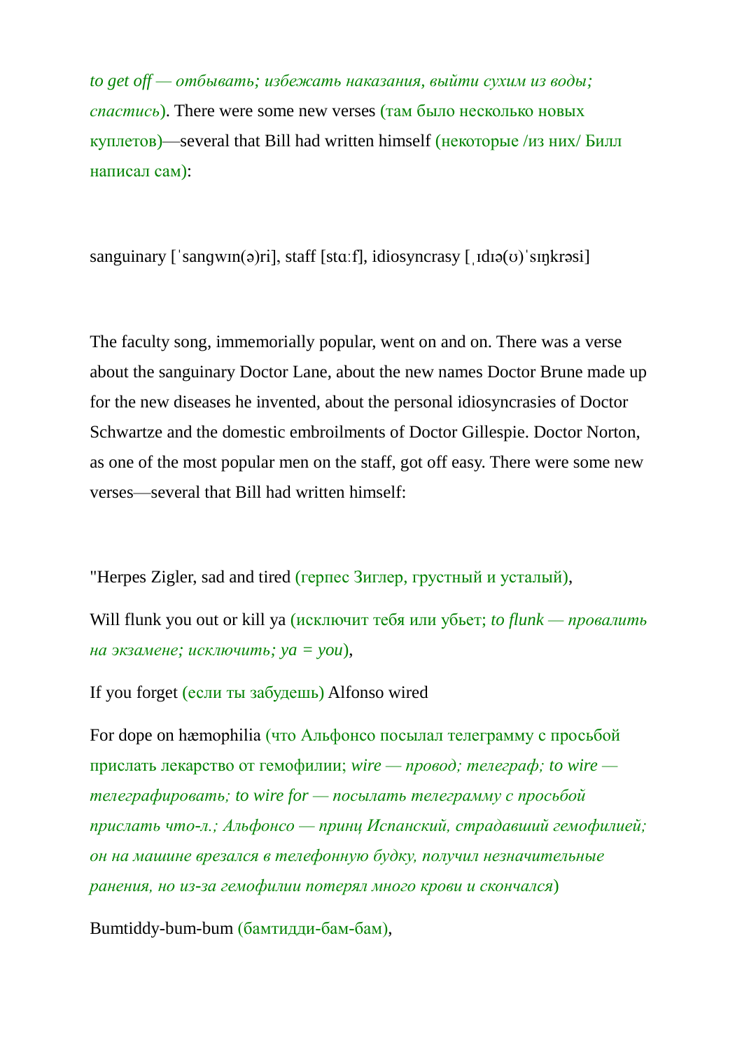*to get off — отбывать; избежать наказания, выйти сухим из воды; спастись*). There were some new verses (там было несколько новых куплетов)—several that Bill had written himself (некоторые /из них/ Билл написал сам):

sanguinary [ˈsaŋgwɪn(ə)ri], staff [stɑːf], idiosyncrasy [ˌɪdɪə(ʊ)ˈsɪŋkrəsi]

The faculty song, immemorially popular, went on and on. There was a verse about the sanguinary Doctor Lane, about the new names Doctor Brune made up for the new diseases he invented, about the personal idiosyncrasies of Doctor Schwartze and the domestic embroilments of Doctor Gillespie. Doctor Norton, as one of the most popular men on the staff, got off easy. There were some new verses—several that Bill had written himself:

"Herpes Zigler, sad and tired (герпес Зиглер, грустный и усталый),

Will flunk you out or kill ya (исключит тебя или убьет; *to flunk — провалить на экзамене; исключить; ya = you*),

If you forget (если ты забудешь) Alfonso wired

For dope on hæmophilia (что Альфонсо посылал телеграмму с просьбой прислать лекарство от гемофилии; *wire — провод; телеграф; to wire — телеграфировать; to wire for — посылать телеграмму с просьбой прислать что-л.; Альфонсо — принц Испанский, страдавший гемофилией; он на машине врезался в телефонную будку, получил незначительные ранения, но из-за гемофилии потерял много крови и скончался*)

Bumtiddy-bum-bum (бамтидди-бам-бам),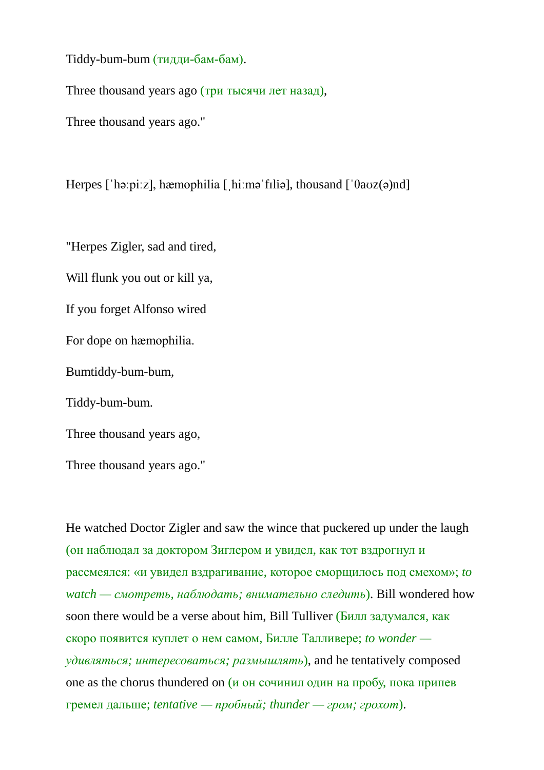Tiddy-bum-bum (тидди-бам-бам).

Three thousand years ago (три тысячи лет назад),

Three thousand years ago."

Herpes [ˈhəːpiːz], hæmophilia [ˌhiːməˈfɪliə], thousand [ˈθaʊz(ə)nd]

"Herpes Zigler, sad and tired,

Will flunk you out or kill ya,

If you forget Alfonso wired

For dope on hæmophilia.

Bumtiddy-bum-bum,

Tiddy-bum-bum.

Three thousand years ago,

Three thousand years ago."

He watched Doctor Zigler and saw the wince that puckered up under the laugh (он наблюдал за доктором Зиглером и увидел, как тот вздрогнул и рассмеялся: «и увидел вздрагивание, которое сморщилось под смехом»; *to watch — смотреть, наблюдать; внимательно следить*). Bill wondered how soon there would be a verse about him, Bill Tulliver (Билл задумался, как скоро появится куплет о нем самом, Билле Талливере; *to wonder — удивляться; интересоваться; размышлять*), and he tentatively composed one as the chorus thundered on (и он сочинил один на пробу, пока припев гремел дальше; *tentative — пробный; thunder — гром; грохот*).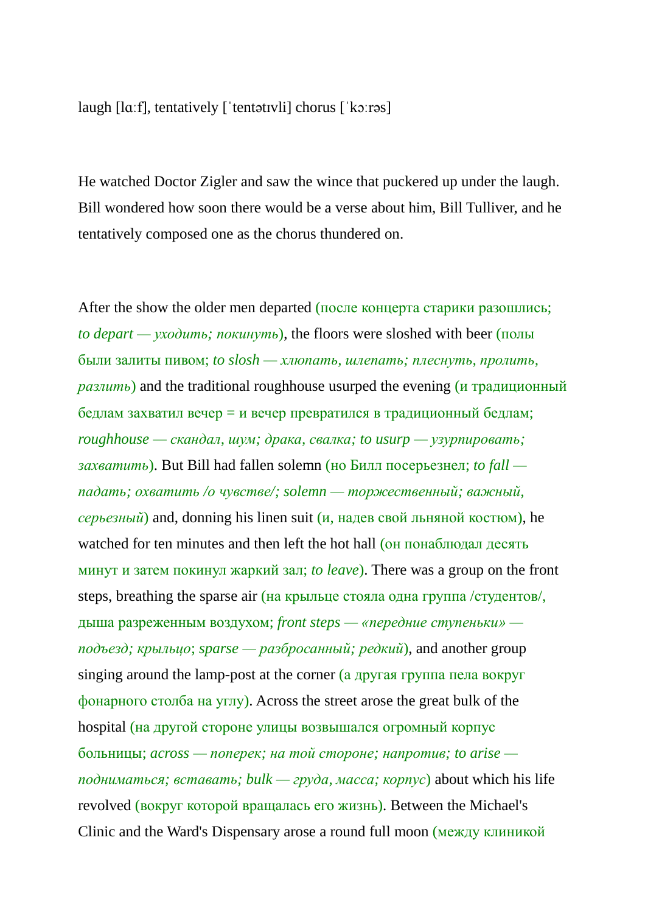laugh [lɑːf], tentatively [ˈtentətɪvli] chorus [ˈkɔːrəs]

He watched Doctor Zigler and saw the wince that puckered up under the laugh. Bill wondered how soon there would be a verse about him, Bill Tulliver, and he tentatively composed one as the chorus thundered on.

After the show the older men departed (после концерта старики разошлись; *to depart — уходить; покинуть*), the floors were sloshed with beer (полы были залиты пивом; *to slosh — хлюпать, шлепать; плеснуть, пролить, разлить*) and the traditional roughhouse usurped the evening (и традиционный бедлам захватил вечер = и вечер превратился в традиционный бедлам; *roughhouse — скандал, шум; драка, свалка; to usurp — узурпировать; захватить*). But Bill had fallen solemn (но Билл посерьезнел; *to fall — падать; охватить /о чувстве/; solemn — торжественный; важный, серьезный*) and, donning his linen suit (и, надев свой льняной костюм), he watched for ten minutes and then left the hot hall (он понаблюдал десять минут и затем покинул жаркий зал; *to leave*). There was a group on the front steps, breathing the sparse air (на крыльце стояла одна группа /студентов/, дыша разреженным воздухом; *front steps — «передние ступеньки» — подъезд; крыльцо*; *sparse — разбросанный; редкий*), and another group singing around the lamp-post at the corner (а другая группа пела вокруг фонарного столба на углу). Across the street arose the great bulk of the hospital (на другой стороне улицы возвышался огромный корпус больницы; *across — поперек; на той стороне; напротив; to arise — подниматься; вставать; bulk — груда, масса; корпус*) about which his life revolved (вокруг которой вращалась его жизнь). Between the Michael's Clinic and the Ward's Dispensary arose a round full moon (между клиникой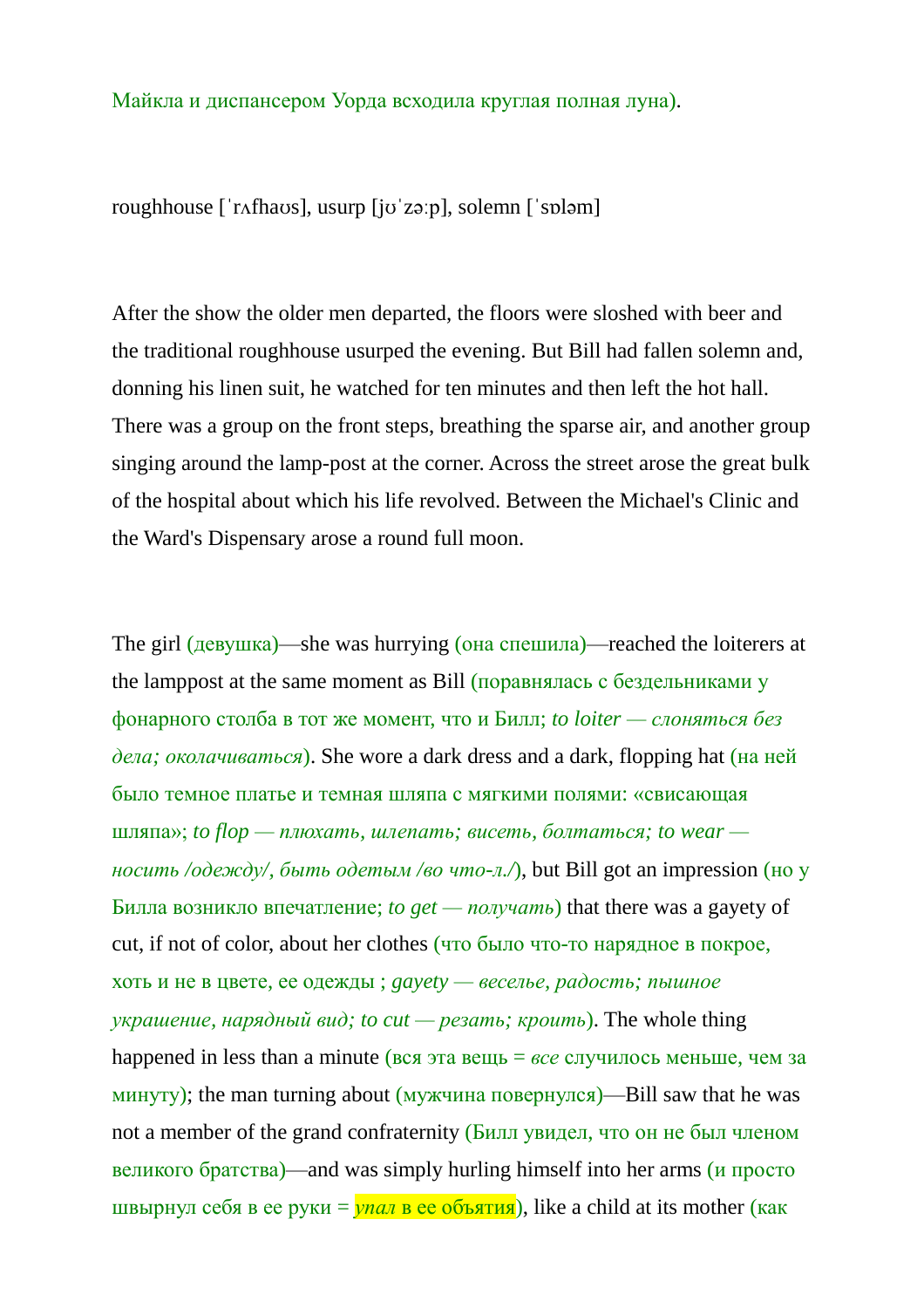Майкла и диспансером Уорда всходила круглая полная луна).

roughhouse [ˈrʌfhaʊs], usurp [jʊˈzəːp], solemn [ˈsɒləm]

After the show the older men departed, the floors were sloshed with beer and the traditional roughhouse usurped the evening. But Bill had fallen solemn and, donning his linen suit, he watched for ten minutes and then left the hot hall. There was a group on the front steps, breathing the sparse air, and another group singing around the lamp-post at the corner. Across the street arose the great bulk of the hospital about which his life revolved. Between the Michael's Clinic and the Ward's Dispensary arose a round full moon.

The girl (девушка)—she was hurrying (она спешила)—reached the loiterers at the lamppost at the same moment as Bill (поравнялась с бездельниками у фонарного столба в тот же момент, что и Билл; *to loiter — слоняться без дела; околачиваться*). She wore a dark dress and a dark, flopping hat (на ней было темное платье и темная шляпа с мягкими полями: «свисающая шляпа»; *to flop — плюхать, шлепать; висеть, болтаться; to wear — носить /одежду/, быть одетым /во что-л./*), but Bill got an impression (но у Билла возникло впечатление; *to get — получать*) that there was a gayety of cut, if not of color, about her clothes (что было что-то нарядное в покрое, хоть и не в цвете, ее одежды ; *gayety — веселье, радость; пышное украшение, нарядный вид; to cut — резать; кроить*). The whole thing happened in less than a minute (вся эта вещь = *все* случилось меньше, чем за минуту); the man turning about (мужчина повернулся)—Bill saw that he was not a member of the grand confraternity (Билл увидел, что он не был членом великого братства)—and was simply hurling himself into her arms (и просто швырнул себя в ее руки = *упал* в ее объятия), like a child at its mother (как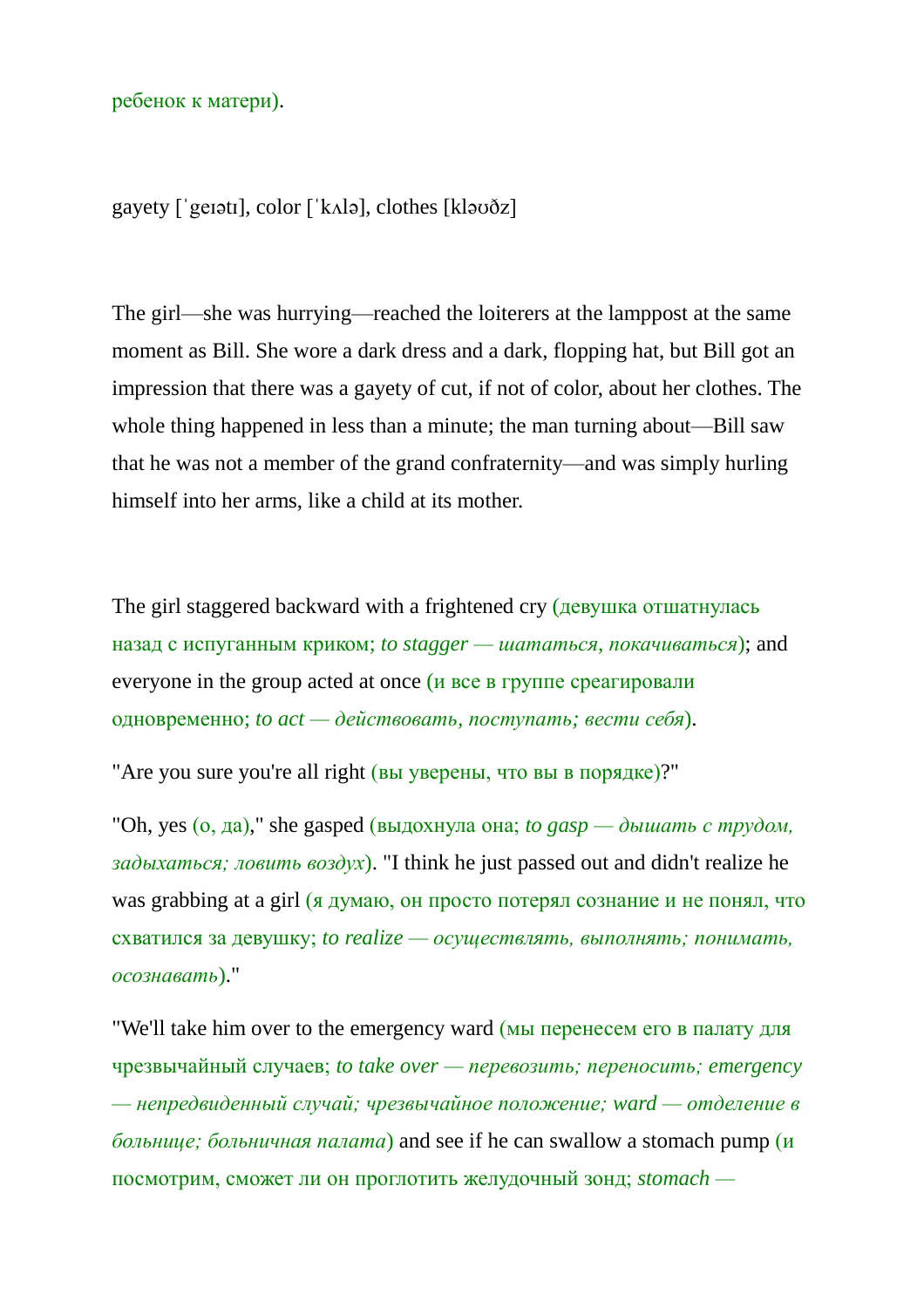ребенок к матери).

gayety [ˈɡeɪətɪ], color [ˈkʌlə], clothes [kləʊðz]

The girl—she was hurrying—reached the loiterers at the lamppost at the same moment as Bill. She wore a dark dress and a dark, flopping hat, but Bill got an impression that there was a gayety of cut, if not of color, about her clothes. The whole thing happened in less than a minute; the man turning about—Bill saw that he was not a member of the grand confraternity—and was simply hurling himself into her arms, like a child at its mother.

The girl staggered backward with a frightened cry (девушка отшатнулась назад с испуганным криком; *to stagger — шататься, покачиваться*); and everyone in the group acted at once (и все в группе среагировали одновременно; *to act — действовать, поступать; вести себя*).

"Are you sure you're all right (вы уверены, что вы в порядке)?"

"Oh, yes (о, да)," she gasped (выдохнула она; *to gasp — дышать с трудом, задыхаться; ловить воздух*). "I think he just passed out and didn't realize he was grabbing at a girl (я думаю, он просто потерял сознание и не понял, что схватился за девушку; *to realize — осуществлять, выполнять; понимать, осознавать*)."

"We'll take him over to the emergency ward (мы перенесем его в палату для чрезвычайный случаев; *to take over — перевозить; переносить; emergency — непредвиденный случай; чрезвычайное положение; ward — отделение в больнице; больничная палата*) and see if he can swallow a stomach pump (и посмотрим, сможет ли он проглотить желудочный зонд; *stomach —*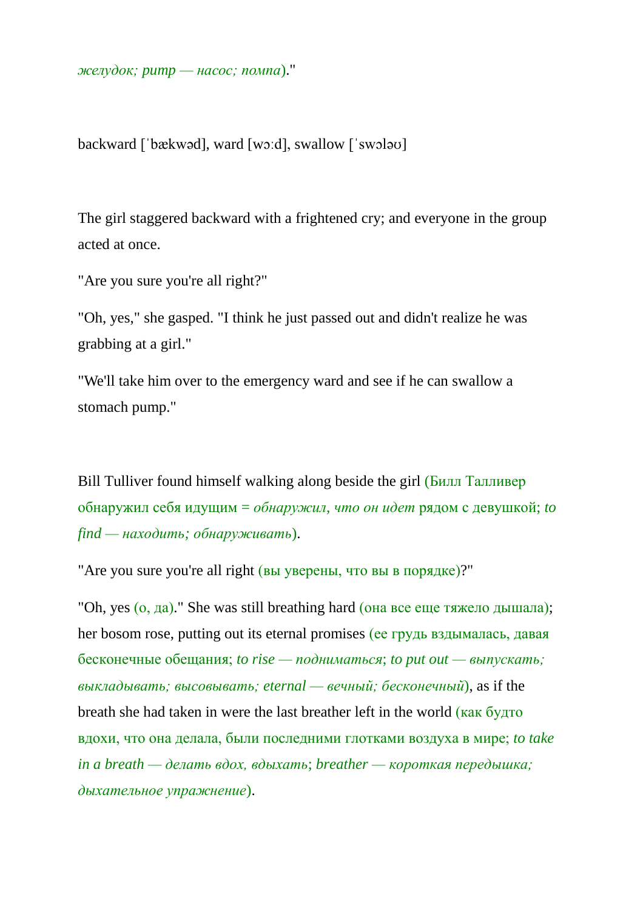*желудок; pump — насос; помпа*)."

backward [ˈbækwəd], ward [wɔːd], swallow [ˈswɔləʊ]

The girl staggered backward with a frightened cry; and everyone in the group acted at once.

"Are you sure you're all right?"

"Oh, yes," she gasped. "I think he just passed out and didn't realize he was grabbing at a girl."

"We'll take him over to the emergency ward and see if he can swallow a stomach pump."

Bill Tulliver found himself walking along beside the girl (Билл Талливер обнаружил себя идущим = *обнаружил, что он идет* рядом с девушкой; *to find — находить; обнаруживать*).

"Are you sure you're all right (вы уверены, что вы в порядке)?"

"Oh, yes (о, да)." She was still breathing hard (она все еще тяжело дышала); her bosom rose, putting out its eternal promises (ее грудь вздымалась, давая бесконечные обещания; *to rise — подниматься*; *to put out — выпускать; выкладывать; высовывать; eternal — вечный; бесконечный*), as if the breath she had taken in were the last breather left in the world (как будто вдохи, что она делала, были последними глотками воздуха в мире; *to take in a breath — делать вдох, вдыхать*; *breather — короткая передышка; дыхательное упражнение*).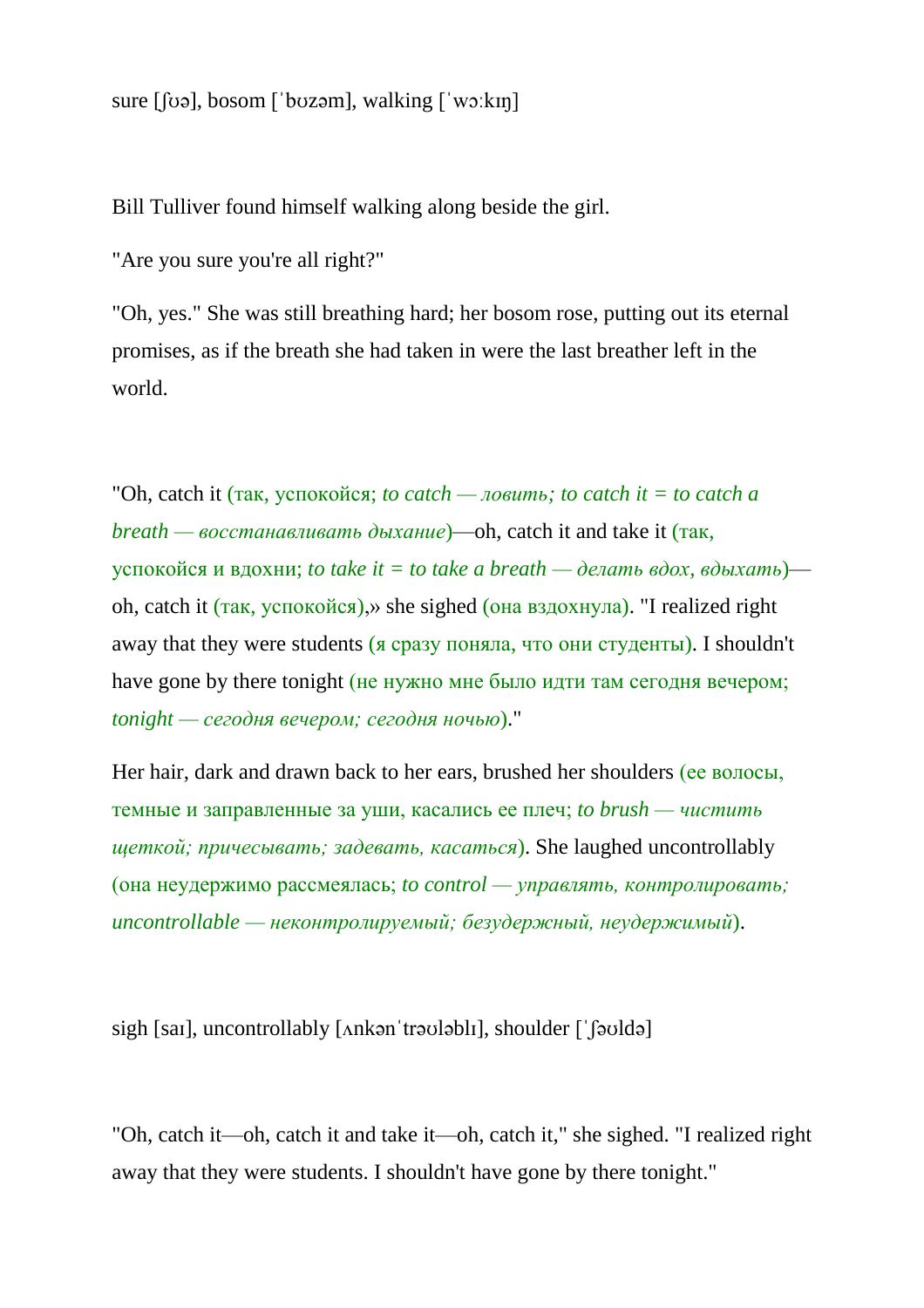sure [ʃʊə], bosom [ˈbʊzəm], walking [ˈwɔːkɪŋ]

Bill Tulliver found himself walking along beside the girl.

"Are you sure you're all right?"

"Oh, yes." She was still breathing hard; her bosom rose, putting out its eternal promises, as if the breath she had taken in were the last breather left in the world.

"Oh, catch it (так, успокойся; *to catch — ловить; to catch it = to catch a breath — восстанавливать дыхание*)—oh, catch it and take it (так, успокойся и вдохни; *to take it = to take a breath — делать вдох, вдыхать*)—oh, catch it (так, успокойся),» she sighed (она вздохнула). "I realized right away that they were students (я сразу поняла, что они студенты). I shouldn't have gone by there tonight (не нужно мне было идти там сегодня вечером; *tonight — сегодня вечером; сегодня ночью*)."

Her hair, dark and drawn back to her ears, brushed her shoulders (ее волосы, темные и заправленные за уши, касались ее плеч; *to brush — чистить щеткой; причесывать; задевать, касаться*). She laughed uncontrollably (она неудержимо рассмеялась; *to control — управлять, контролировать; uncontrollable — неконтролируемый; безудержный, неудержимый*).

sigh [saɪ], uncontrollably [ʌnkənˈtrəʊləblɪ], shoulder [ˈʃəʊldə]

"Oh, catch it—oh, catch it and take it—oh, catch it," she sighed. "I realized right away that they were students. I shouldn't have gone by there tonight."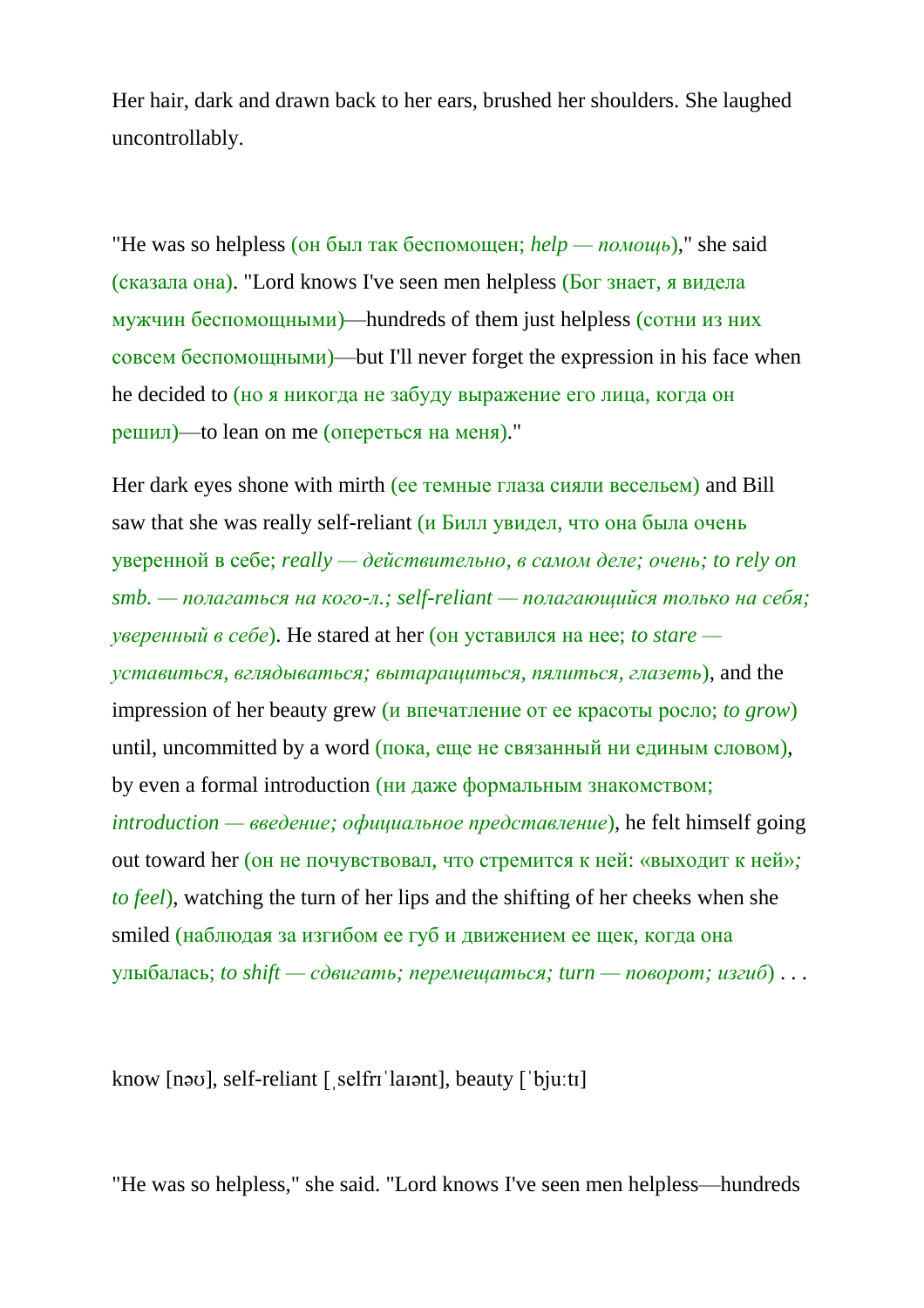Her hair, dark and drawn back to her ears, brushed her shoulders. She laughed uncontrollably.

"He was so helpless (он был так беспомощен; *help — помощь*)," she said (сказала она). "Lord knows I've seen men helpless (Бог знает, я видела мужчин беспомощными)—hundreds of them just helpless (сотни из них совсем беспомощными)—but I'll never forget the expression in his face when he decided to (но я никогда не забуду выражение его лица, когда он решил)—to lean on me (опереться на меня)."

Her dark eyes shone with mirth (ее темные глаза сияли весельем) and Bill saw that she was really self-reliant (и Билл увидел, что она была очень уверенной в себе; *really — действительно, в самом деле; очень; to rely on smb. — полагаться на кого-л.; self-reliant — полагающийся только на себя; уверенный в себе*). He stared at her (он уставился на нее; *to stare — уставиться, вглядываться; вытаращиться, пялиться, глазеть*), and the impression of her beauty grew (и впечатление от ее красоты росло; *to grow*) until, uncommitted by a word (пока, еще не связанный ни единым словом), by even a formal introduction (ни даже формальным знакомством; *introduction — введение; официальное представление*), he felt himself going out toward her (он не почувствовал, что стремится к ней: «выходит к ней»*; to feel*), watching the turn of her lips and the shifting of her cheeks when she smiled (наблюдая за изгибом ее губ и движением ее щек, когда она улыбалась; *to shift — сдвигать; перемещаться; turn — поворот; изгиб*) . . .

know [nəʊ], self-reliant [ˌselfrɪˈlaɪənt], beauty [ˈbjuːtɪ]

"He was so helpless," she said. "Lord knows I've seen men helpless—hundreds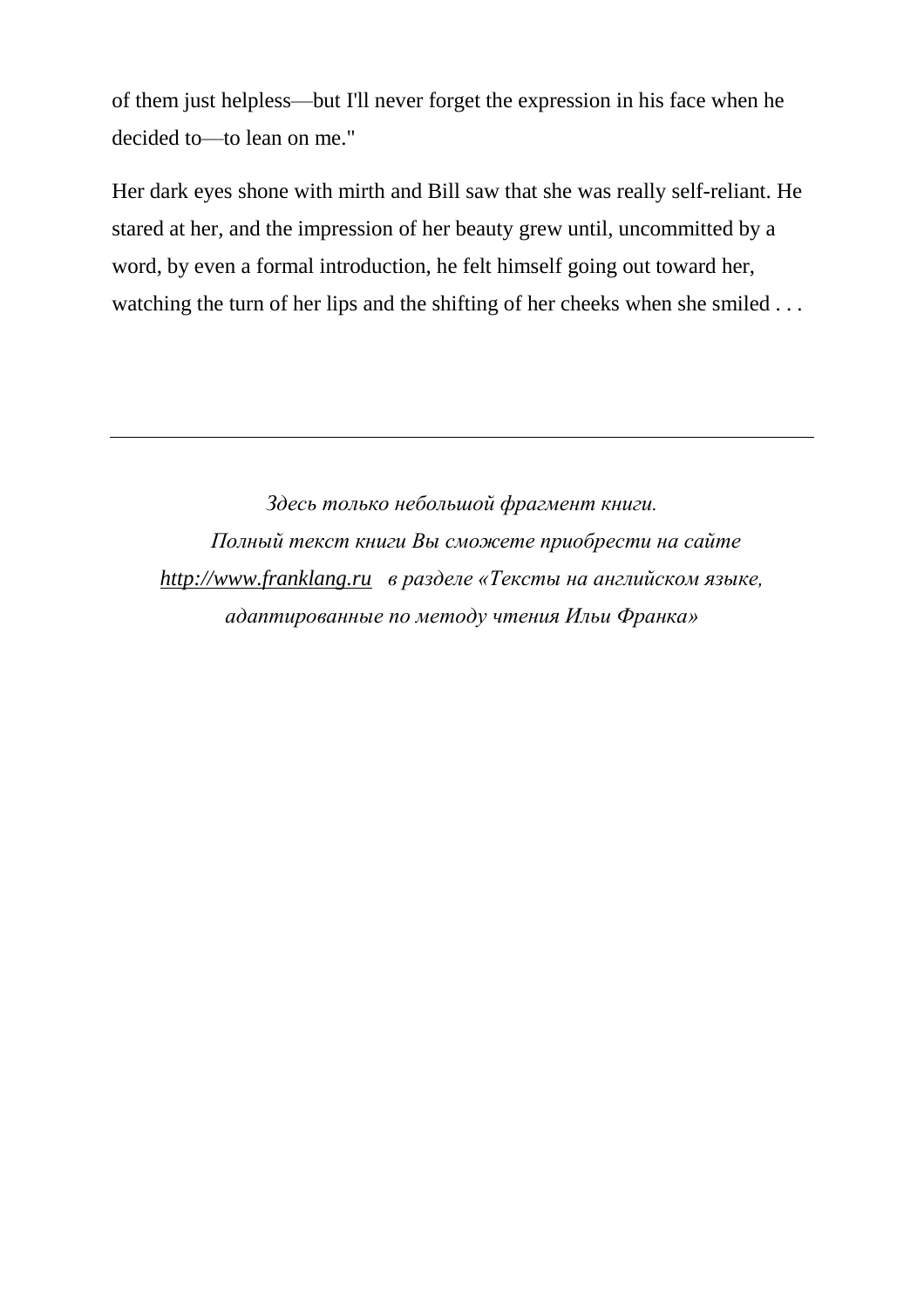of them just helpless—but I'll never forget the expression in his face when he decided to—to lean on me."

Her dark eyes shone with mirth and Bill saw that she was really self-reliant. He stared at her, and the impression of her beauty grew until, uncommitted by a word, by even a formal introduction, he felt himself going out toward her, watching the turn of her lips and the shifting of her cheeks when she smiled . . .

---

*Здесь только небольшой фрагмент книги.*
*Полный текст книги Вы сможете приобрести на сайте* [http://www.franklang.ru](http://www.franklang.ru) *в разделе «Тексты на английском языке, адаптированные по методу чтения Ильи Франка»*